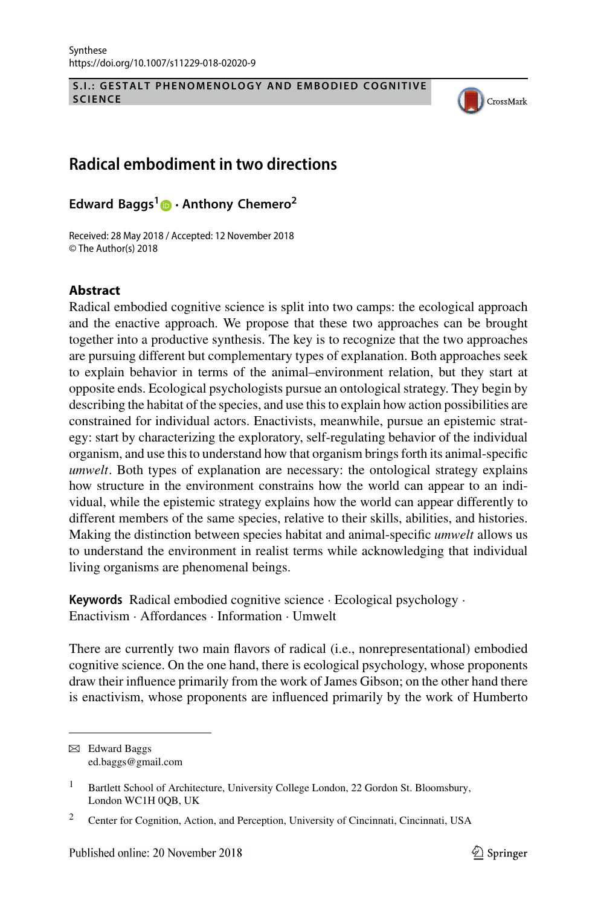# Radical embodiment in two directions

**Edward Baggs[1] · Anthony Chemero[2]**

Received: 28 May 2018 / Accepted: 12 November 2018
© The Author(s) 2018

## Abstract

Radical embodied cognitive science is split into two camps: the ecological approach and the enactive approach. We propose that these two approaches can be brought together into a productive synthesis. The key is to recognize that the two approaches are pursuing different but complementary types of explanation. Both approaches seek to explain behavior in terms of the animal–environment relation, but they start at opposite ends. Ecological psychologists pursue an ontological strategy. They begin by describing the habitat of the species, and use this to explain how action possibilities are constrained for individual actors. Enactivists, meanwhile, pursue an epistemic strategy: start by characterizing the exploratory, self-regulating behavior of the individual organism, and use this to understand how that organism brings forth its animal-specific *umwelt*. Both types of explanation are necessary: the ontological strategy explains how structure in the environment constrains how the world can appear to an individual, while the epistemic strategy explains how the world can appear differently to different members of the same species, relative to their skills, abilities, and histories. Making the distinction between species habitat and animal-specific *umwelt* allows us to understand the environment in realist terms while acknowledging that individual living organisms are phenomenal beings.

**Keywords** Radical embodied cognitive science · Ecological psychology · Enactivism · Affordances · Information · Umwelt

There are currently two main flavors of radical (i.e., nonrepresentational) embodied cognitive science. On the one hand, there is ecological psychology, whose proponents draw their influence primarily from the work of James Gibson; on the other hand there is enactivism, whose proponents are influenced primarily by the work of Humberto

---

✉ Edward Baggs
ed.baggs@gmail.com

[1] Bartlett School of Architecture, University College London, 22 Gordon St. Bloomsbury, London WC1H 0QB, UK

[2] Center for Cognition, Action, and Perception, University of Cincinnati, Cincinnati, USA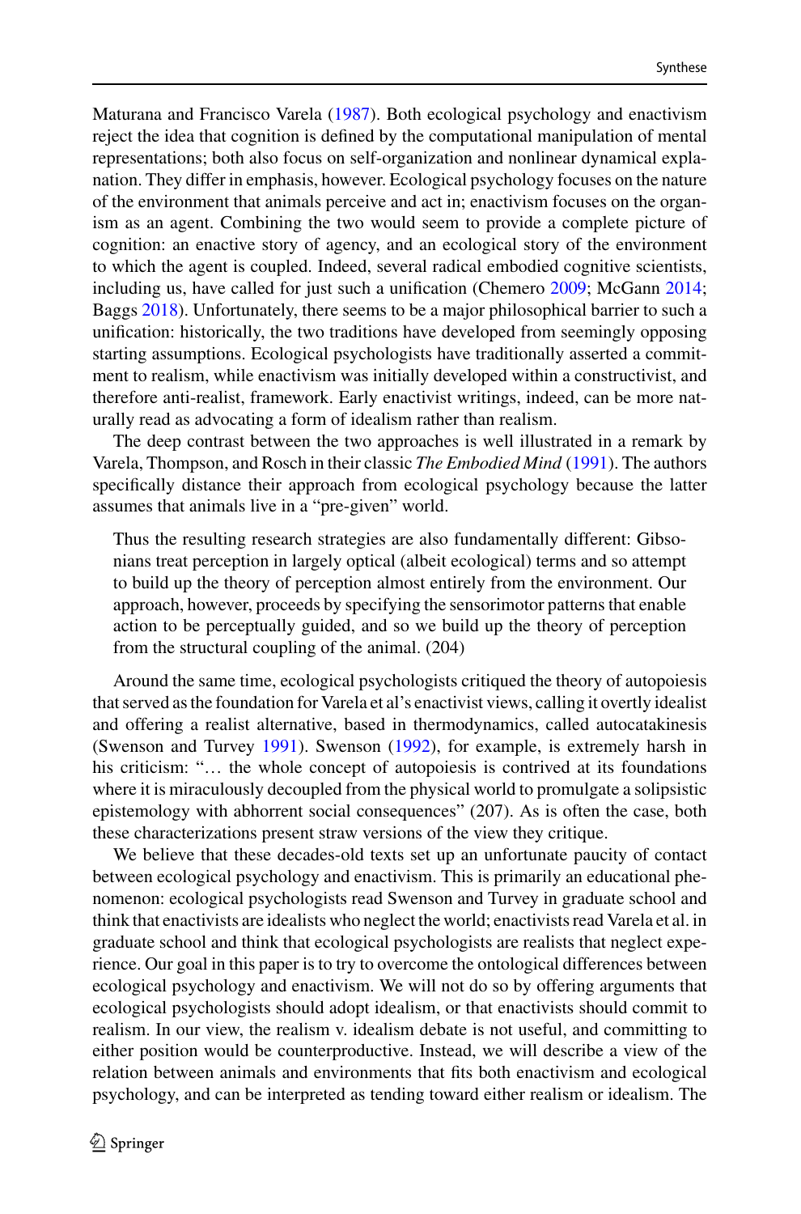Maturana and Francisco Varela (1987). Both ecological psychology and enactivism reject the idea that cognition is defined by the computational manipulation of mental representations; both also focus on self-organization and nonlinear dynamical explanation. They differ in emphasis, however. Ecological psychology focuses on the nature of the environment that animals perceive and act in; enactivism focuses on the organism as an agent. Combining the two would seem to provide a complete picture of cognition: an enactive story of agency, and an ecological story of the environment to which the agent is coupled. Indeed, several radical embodied cognitive scientists, including us, have called for just such a unification (Chemero 2009; McGann 2014; Baggs 2018). Unfortunately, there seems to be a major philosophical barrier to such a unification: historically, the two traditions have developed from seemingly opposing starting assumptions. Ecological psychologists have traditionally asserted a commitment to realism, while enactivism was initially developed within a constructivist, and therefore anti-realist, framework. Early enactivist writings, indeed, can be more naturally read as advocating a form of idealism rather than realism.

The deep contrast between the two approaches is well illustrated in a remark by Varela, Thompson, and Rosch in their classic *The Embodied Mind* (1991). The authors specifically distance their approach from ecological psychology because the latter assumes that animals live in a "pre-given" world.

> Thus the resulting research strategies are also fundamentally different: Gibsonians treat perception in largely optical (albeit ecological) terms and so attempt to build up the theory of perception almost entirely from the environment. Our approach, however, proceeds by specifying the sensorimotor patterns that enable action to be perceptually guided, and so we build up the theory of perception from the structural coupling of the animal. (204)

Around the same time, ecological psychologists critiqued the theory of autopoiesis that served as the foundation for Varela et al's enactivist views, calling it overtly idealist and offering a realist alternative, based in thermodynamics, called autocatakinesis (Swenson and Turvey 1991). Swenson (1992), for example, is extremely harsh in his criticism: "… the whole concept of autopoiesis is contrived at its foundations where it is miraculously decoupled from the physical world to promulgate a solipsistic epistemology with abhorrent social consequences" (207). As is often the case, both these characterizations present straw versions of the view they critique.

We believe that these decades-old texts set up an unfortunate paucity of contact between ecological psychology and enactivism. This is primarily an educational phenomenon: ecological psychologists read Swenson and Turvey in graduate school and think that enactivists are idealists who neglect the world; enactivists read Varela et al. in graduate school and think that ecological psychologists are realists that neglect experience. Our goal in this paper is to try to overcome the ontological differences between ecological psychology and enactivism. We will not do so by offering arguments that ecological psychologists should adopt idealism, or that enactivists should commit to realism. In our view, the realism v. idealism debate is not useful, and committing to either position would be counterproductive. Instead, we will describe a view of the relation between animals and environments that fits both enactivism and ecological psychology, and can be interpreted as tending toward either realism or idealism. The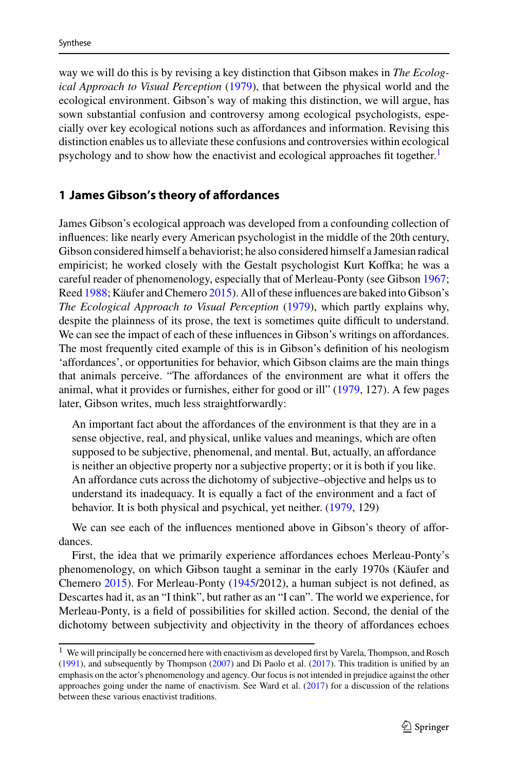way we will do this is by revising a key distinction that Gibson makes in *The Ecological Approach to Visual Perception* (1979), that between the physical world and the ecological environment. Gibson's way of making this distinction, we will argue, has sown substantial confusion and controversy among ecological psychologists, especially over key ecological notions such as affordances and information. Revising this distinction enables us to alleviate these confusions and controversies within ecological psychology and to show how the enactivist and ecological approaches fit together.[1]

## 1 James Gibson's theory of affordances

James Gibson's ecological approach was developed from a confounding collection of influences: like nearly every American psychologist in the middle of the 20th century, Gibson considered himself a behaviorist; he also considered himself a Jamesian radical empiricist; he worked closely with the Gestalt psychologist Kurt Koffka; he was a careful reader of phenomenology, especially that of Merleau-Ponty (see Gibson 1967; Reed 1988; Käufer and Chemero 2015). All of these influences are baked into Gibson's *The Ecological Approach to Visual Perception* (1979), which partly explains why, despite the plainness of its prose, the text is sometimes quite difficult to understand. We can see the impact of each of these influences in Gibson's writings on affordances. The most frequently cited example of this is in Gibson's definition of his neologism 'affordances', or opportunities for behavior, which Gibson claims are the main things that animals perceive. "The affordances of the environment are what it offers the animal, what it provides or furnishes, either for good or ill" (1979, 127). A few pages later, Gibson writes, much less straightforwardly:

> An important fact about the affordances of the environment is that they are in a sense objective, real, and physical, unlike values and meanings, which are often supposed to be subjective, phenomenal, and mental. But, actually, an affordance is neither an objective property nor a subjective property; or it is both if you like. An affordance cuts across the dichotomy of subjective–objective and helps us to understand its inadequacy. It is equally a fact of the environment and a fact of behavior. It is both physical and psychical, yet neither. (1979, 129)

We can see each of the influences mentioned above in Gibson's theory of affordances.

First, the idea that we primarily experience affordances echoes Merleau-Ponty's phenomenology, on which Gibson taught a seminar in the early 1970s (Käufer and Chemero 2015). For Merleau-Ponty (1945/2012), a human subject is not defined, as Descartes had it, as an "I think", but rather as an "I can". The world we experience, for Merleau-Ponty, is a field of possibilities for skilled action. Second, the denial of the dichotomy between subjectivity and objectivity in the theory of affordances echoes

[1] We will principally be concerned here with enactivism as developed first by Varela, Thompson, and Rosch (1991), and subsequently by Thompson (2007) and Di Paolo et al. (2017). This tradition is unified by an emphasis on the actor's phenomenology and agency. Our focus is not intended in prejudice against the other approaches going under the name of enactivism. See Ward et al. (2017) for a discussion of the relations between these various enactivist traditions.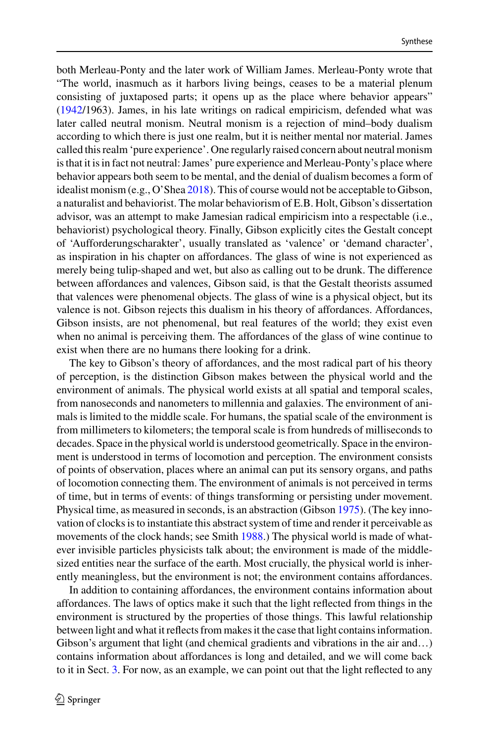both Merleau-Ponty and the later work of William James. Merleau-Ponty wrote that "The world, inasmuch as it harbors living beings, ceases to be a material plenum consisting of juxtaposed parts; it opens up as the place where behavior appears" (1942/1963). James, in his late writings on radical empiricism, defended what was later called neutral monism. Neutral monism is a rejection of mind–body dualism according to which there is just one realm, but it is neither mental nor material. James called this realm 'pure experience'. One regularly raised concern about neutral monism is that it is in fact not neutral: James' pure experience and Merleau-Ponty's place where behavior appears both seem to be mental, and the denial of dualism becomes a form of idealist monism (e.g., O'Shea 2018). This of course would not be acceptable to Gibson, a naturalist and behaviorist. The molar behaviorism of E.B. Holt, Gibson's dissertation advisor, was an attempt to make Jamesian radical empiricism into a respectable (i.e., behaviorist) psychological theory. Finally, Gibson explicitly cites the Gestalt concept of 'Aufforderungscharakter', usually translated as 'valence' or 'demand character', as inspiration in his chapter on affordances. The glass of wine is not experienced as merely being tulip-shaped and wet, but also as calling out to be drunk. The difference between affordances and valences, Gibson said, is that the Gestalt theorists assumed that valences were phenomenal objects. The glass of wine is a physical object, but its valence is not. Gibson rejects this dualism in his theory of affordances. Affordances, Gibson insists, are not phenomenal, but real features of the world; they exist even when no animal is perceiving them. The affordances of the glass of wine continue to exist when there are no humans there looking for a drink.

The key to Gibson's theory of affordances, and the most radical part of his theory of perception, is the distinction Gibson makes between the physical world and the environment of animals. The physical world exists at all spatial and temporal scales, from nanoseconds and nanometers to millennia and galaxies. The environment of animals is limited to the middle scale. For humans, the spatial scale of the environment is from millimeters to kilometers; the temporal scale is from hundreds of milliseconds to decades. Space in the physical world is understood geometrically. Space in the environment is understood in terms of locomotion and perception. The environment consists of points of observation, places where an animal can put its sensory organs, and paths of locomotion connecting them. The environment of animals is not perceived in terms of time, but in terms of events: of things transforming or persisting under movement. Physical time, as measured in seconds, is an abstraction (Gibson 1975). (The key innovation of clocks is to instantiate this abstract system of time and render it perceivable as movements of the clock hands; see Smith 1988.) The physical world is made of whatever invisible particles physicists talk about; the environment is made of the middle-sized entities near the surface of the earth. Most crucially, the physical world is inherently meaningless, but the environment is not; the environment contains affordances.

In addition to containing affordances, the environment contains information about affordances. The laws of optics make it such that the light reflected from things in the environment is structured by the properties of those things. This lawful relationship between light and what it reflects from makes it the case that light contains information. Gibson's argument that light (and chemical gradients and vibrations in the air and…) contains information about affordances is long and detailed, and we will come back to it in Sect. 3. For now, as an example, we can point out that the light reflected to any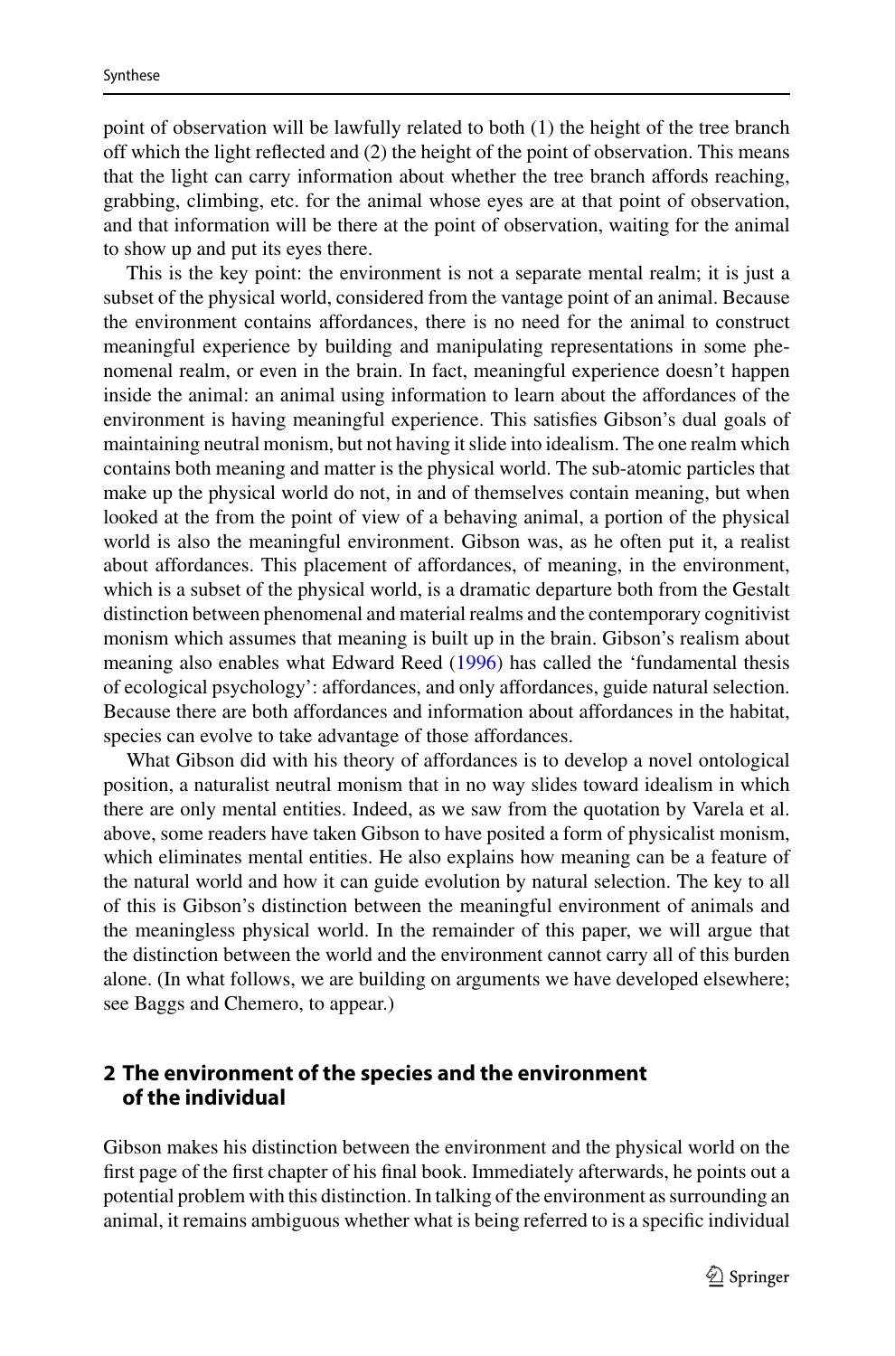point of observation will be lawfully related to both (1) the height of the tree branch off which the light reflected and (2) the height of the point of observation. This means that the light can carry information about whether the tree branch affords reaching, grabbing, climbing, etc. for the animal whose eyes are at that point of observation, and that information will be there at the point of observation, waiting for the animal to show up and put its eyes there.

This is the key point: the environment is not a separate mental realm; it is just a subset of the physical world, considered from the vantage point of an animal. Because the environment contains affordances, there is no need for the animal to construct meaningful experience by building and manipulating representations in some phenomenal realm, or even in the brain. In fact, meaningful experience doesn't happen inside the animal: an animal using information to learn about the affordances of the environment is having meaningful experience. This satisfies Gibson's dual goals of maintaining neutral monism, but not having it slide into idealism. The one realm which contains both meaning and matter is the physical world. The sub-atomic particles that make up the physical world do not, in and of themselves contain meaning, but when looked at the from the point of view of a behaving animal, a portion of the physical world is also the meaningful environment. Gibson was, as he often put it, a realist about affordances. This placement of affordances, of meaning, in the environment, which is a subset of the physical world, is a dramatic departure both from the Gestalt distinction between phenomenal and material realms and the contemporary cognitivist monism which assumes that meaning is built up in the brain. Gibson's realism about meaning also enables what Edward Reed (1996) has called the 'fundamental thesis of ecological psychology': affordances, and only affordances, guide natural selection. Because there are both affordances and information about affordances in the habitat, species can evolve to take advantage of those affordances.

What Gibson did with his theory of affordances is to develop a novel ontological position, a naturalist neutral monism that in no way slides toward idealism in which there are only mental entities. Indeed, as we saw from the quotation by Varela et al. above, some readers have taken Gibson to have posited a form of physicalist monism, which eliminates mental entities. He also explains how meaning can be a feature of the natural world and how it can guide evolution by natural selection. The key to all of this is Gibson's distinction between the meaningful environment of animals and the meaningless physical world. In the remainder of this paper, we will argue that the distinction between the world and the environment cannot carry all of this burden alone. (In what follows, we are building on arguments we have developed elsewhere; see Baggs and Chemero, to appear.)

## 2 The environment of the species and the environment of the individual

Gibson makes his distinction between the environment and the physical world on the first page of the first chapter of his final book. Immediately afterwards, he points out a potential problem with this distinction. In talking of the environment as surrounding an animal, it remains ambiguous whether what is being referred to is a specific individual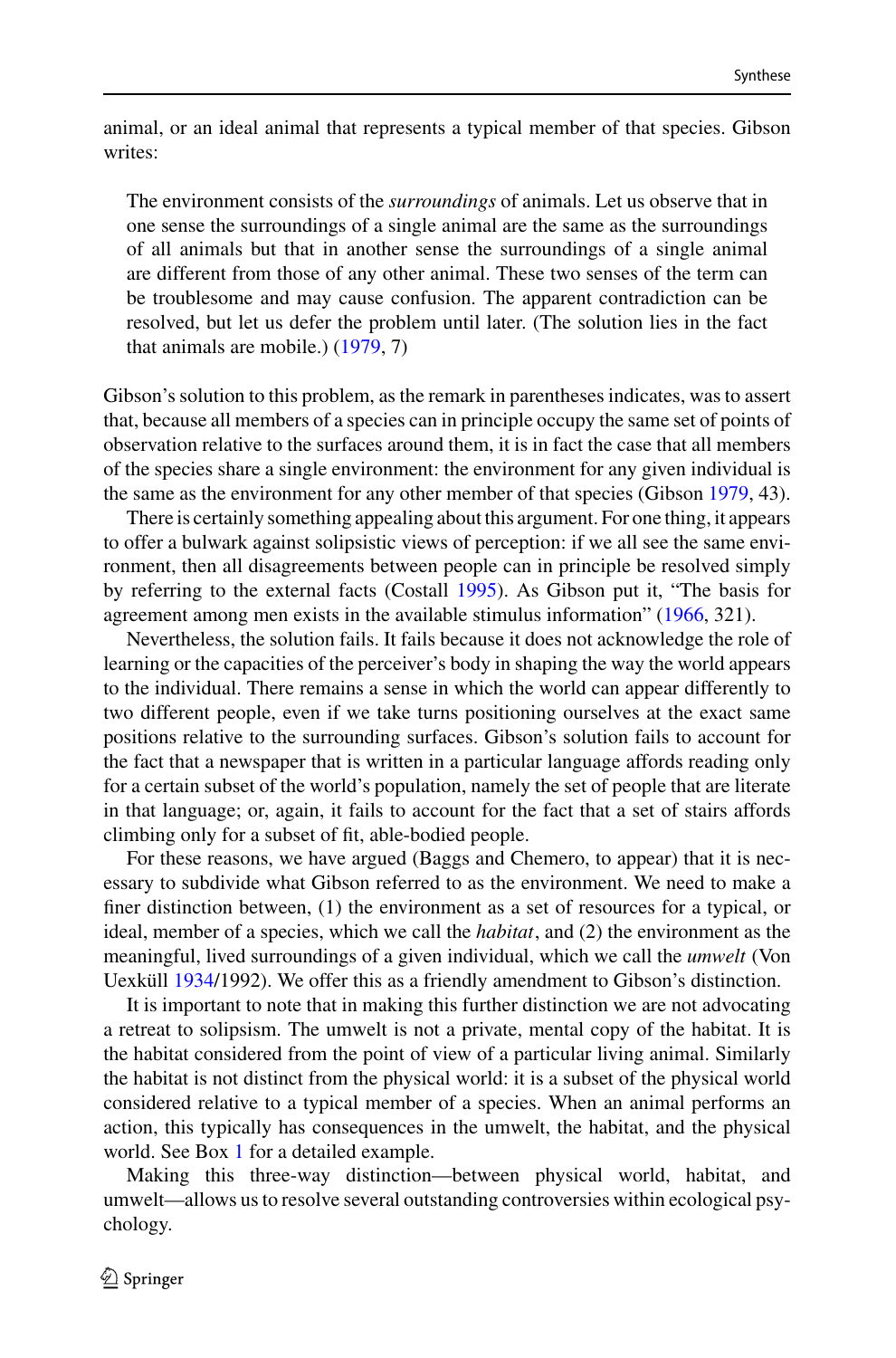animal, or an ideal animal that represents a typical member of that species. Gibson writes:

> The environment consists of the *surroundings* of animals. Let us observe that in one sense the surroundings of a single animal are the same as the surroundings of all animals but that in another sense the surroundings of a single animal are different from those of any other animal. These two senses of the term can be troublesome and may cause confusion. The apparent contradiction can be resolved, but let us defer the problem until later. (The solution lies in the fact that animals are mobile.) (1979, 7)

Gibson's solution to this problem, as the remark in parentheses indicates, was to assert that, because all members of a species can in principle occupy the same set of points of observation relative to the surfaces around them, it is in fact the case that all members of the species share a single environment: the environment for any given individual is the same as the environment for any other member of that species (Gibson 1979, 43).

There is certainly something appealing about this argument. For one thing, it appears to offer a bulwark against solipsistic views of perception: if we all see the same environment, then all disagreements between people can in principle be resolved simply by referring to the external facts (Costall 1995). As Gibson put it, "The basis for agreement among men exists in the available stimulus information" (1966, 321).

Nevertheless, the solution fails. It fails because it does not acknowledge the role of learning or the capacities of the perceiver's body in shaping the way the world appears to the individual. There remains a sense in which the world can appear differently to two different people, even if we take turns positioning ourselves at the exact same positions relative to the surrounding surfaces. Gibson's solution fails to account for the fact that a newspaper that is written in a particular language affords reading only for a certain subset of the world's population, namely the set of people that are literate in that language; or, again, it fails to account for the fact that a set of stairs affords climbing only for a subset of fit, able-bodied people.

For these reasons, we have argued (Baggs and Chemero, to appear) that it is necessary to subdivide what Gibson referred to as the environment. We need to make a finer distinction between, (1) the environment as a set of resources for a typical, or ideal, member of a species, which we call the *habitat*, and (2) the environment as the meaningful, lived surroundings of a given individual, which we call the *umwelt* (Von Uexküll 1934/1992). We offer this as a friendly amendment to Gibson's distinction.

It is important to note that in making this further distinction we are not advocating a retreat to solipsism. The umwelt is not a private, mental copy of the habitat. It is the habitat considered from the point of view of a particular living animal. Similarly the habitat is not distinct from the physical world: it is a subset of the physical world considered relative to a typical member of a species. When an animal performs an action, this typically has consequences in the umwelt, the habitat, and the physical world. See Box 1 for a detailed example.

Making this three-way distinction—between physical world, habitat, and umwelt—allows us to resolve several outstanding controversies within ecological psychology.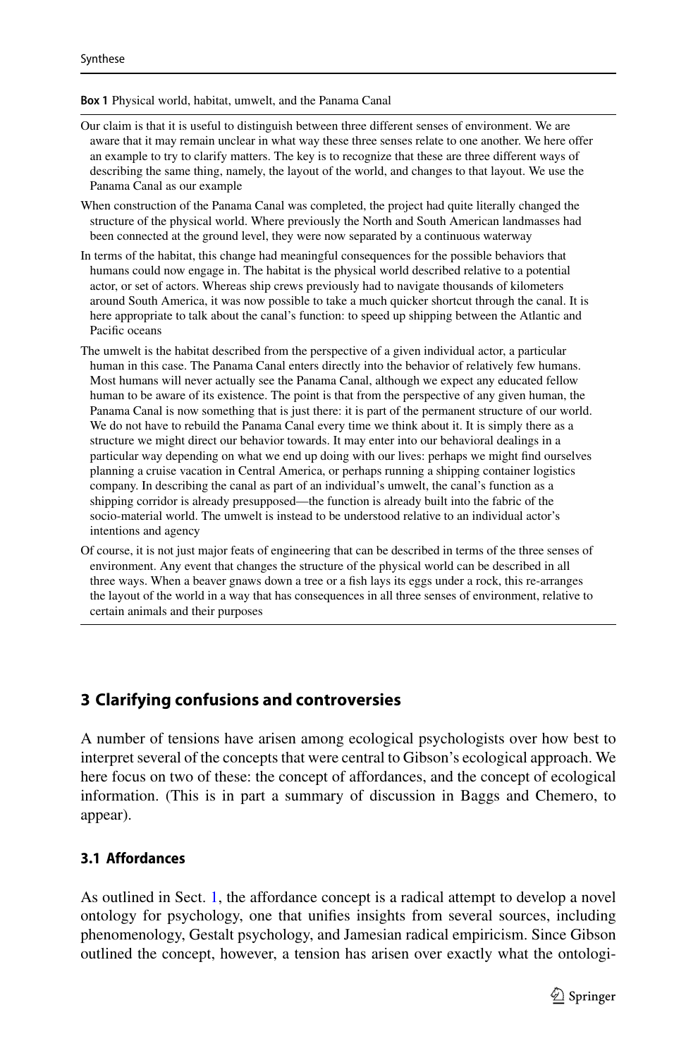**Box 1** Physical world, habitat, umwelt, and the Panama Canal

Our claim is that it is useful to distinguish between three different senses of environment. We are aware that it may remain unclear in what way these three senses relate to one another. We here offer an example to try to clarify matters. The key is to recognize that these are three different ways of describing the same thing, namely, the layout of the world, and changes to that layout. We use the Panama Canal as our example

When construction of the Panama Canal was completed, the project had quite literally changed the structure of the physical world. Where previously the North and South American landmasses had been connected at the ground level, they were now separated by a continuous waterway

In terms of the habitat, this change had meaningful consequences for the possible behaviors that humans could now engage in. The habitat is the physical world described relative to a potential actor, or set of actors. Whereas ship crews previously had to navigate thousands of kilometers around South America, it was now possible to take a much quicker shortcut through the canal. It is here appropriate to talk about the canal's function: to speed up shipping between the Atlantic and Pacific oceans

The umwelt is the habitat described from the perspective of a given individual actor, a particular human in this case. The Panama Canal enters directly into the behavior of relatively few humans. Most humans will never actually see the Panama Canal, although we expect any educated fellow human to be aware of its existence. The point is that from the perspective of any given human, the Panama Canal is now something that is just there: it is part of the permanent structure of our world. We do not have to rebuild the Panama Canal every time we think about it. It is simply there as a structure we might direct our behavior towards. It may enter into our behavioral dealings in a particular way depending on what we end up doing with our lives: perhaps we might find ourselves planning a cruise vacation in Central America, or perhaps running a shipping container logistics company. In describing the canal as part of an individual's umwelt, the canal's function as a shipping corridor is already presupposed—the function is already built into the fabric of the socio-material world. The umwelt is instead to be understood relative to an individual actor's intentions and agency

Of course, it is not just major feats of engineering that can be described in terms of the three senses of environment. Any event that changes the structure of the physical world can be described in all three ways. When a beaver gnaws down a tree or a fish lays its eggs under a rock, this re-arranges the layout of the world in a way that has consequences in all three senses of environment, relative to certain animals and their purposes

## 3 Clarifying confusions and controversies

A number of tensions have arisen among ecological psychologists over how best to interpret several of the concepts that were central to Gibson's ecological approach. We here focus on two of these: the concept of affordances, and the concept of ecological information. (This is in part a summary of discussion in Baggs and Chemero, to appear).

### 3.1 Affordances

As outlined in Sect. 1, the affordance concept is a radical attempt to develop a novel ontology for psychology, one that unifies insights from several sources, including phenomenology, Gestalt psychology, and Jamesian radical empiricism. Since Gibson outlined the concept, however, a tension has arisen over exactly what the ontologi-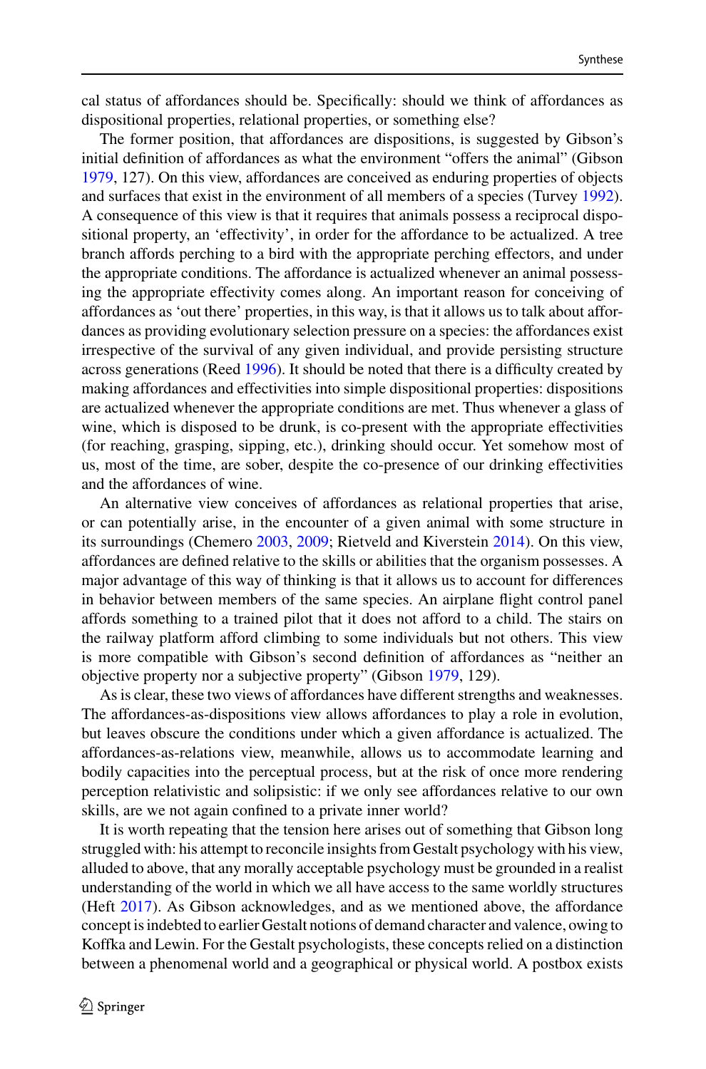cal status of affordances should be. Specifically: should we think of affordances as dispositional properties, relational properties, or something else?

The former position, that affordances are dispositions, is suggested by Gibson's initial definition of affordances as what the environment "offers the animal" (Gibson 1979, 127). On this view, affordances are conceived as enduring properties of objects and surfaces that exist in the environment of all members of a species (Turvey 1992). A consequence of this view is that it requires that animals possess a reciprocal dispositional property, an 'effectivity', in order for the affordance to be actualized. A tree branch affords perching to a bird with the appropriate perching effectors, and under the appropriate conditions. The affordance is actualized whenever an animal possessing the appropriate effectivity comes along. An important reason for conceiving of affordances as 'out there' properties, in this way, is that it allows us to talk about affordances as providing evolutionary selection pressure on a species: the affordances exist irrespective of the survival of any given individual, and provide persisting structure across generations (Reed 1996). It should be noted that there is a difficulty created by making affordances and effectivities into simple dispositional properties: dispositions are actualized whenever the appropriate conditions are met. Thus whenever a glass of wine, which is disposed to be drunk, is co-present with the appropriate effectivities (for reaching, grasping, sipping, etc.), drinking should occur. Yet somehow most of us, most of the time, are sober, despite the co-presence of our drinking effectivities and the affordances of wine.

An alternative view conceives of affordances as relational properties that arise, or can potentially arise, in the encounter of a given animal with some structure in its surroundings (Chemero 2003, 2009; Rietveld and Kiverstein 2014). On this view, affordances are defined relative to the skills or abilities that the organism possesses. A major advantage of this way of thinking is that it allows us to account for differences in behavior between members of the same species. An airplane flight control panel affords something to a trained pilot that it does not afford to a child. The stairs on the railway platform afford climbing to some individuals but not others. This view is more compatible with Gibson's second definition of affordances as "neither an objective property nor a subjective property" (Gibson 1979, 129).

As is clear, these two views of affordances have different strengths and weaknesses. The affordances-as-dispositions view allows affordances to play a role in evolution, but leaves obscure the conditions under which a given affordance is actualized. The affordances-as-relations view, meanwhile, allows us to accommodate learning and bodily capacities into the perceptual process, but at the risk of once more rendering perception relativistic and solipsistic: if we only see affordances relative to our own skills, are we not again confined to a private inner world?

It is worth repeating that the tension here arises out of something that Gibson long struggled with: his attempt to reconcile insights from Gestalt psychology with his view, alluded to above, that any morally acceptable psychology must be grounded in a realist understanding of the world in which we all have access to the same worldly structures (Heft 2017). As Gibson acknowledges, and as we mentioned above, the affordance concept is indebted to earlier Gestalt notions of demand character and valence, owing to Koffka and Lewin. For the Gestalt psychologists, these concepts relied on a distinction between a phenomenal world and a geographical or physical world. A postbox exists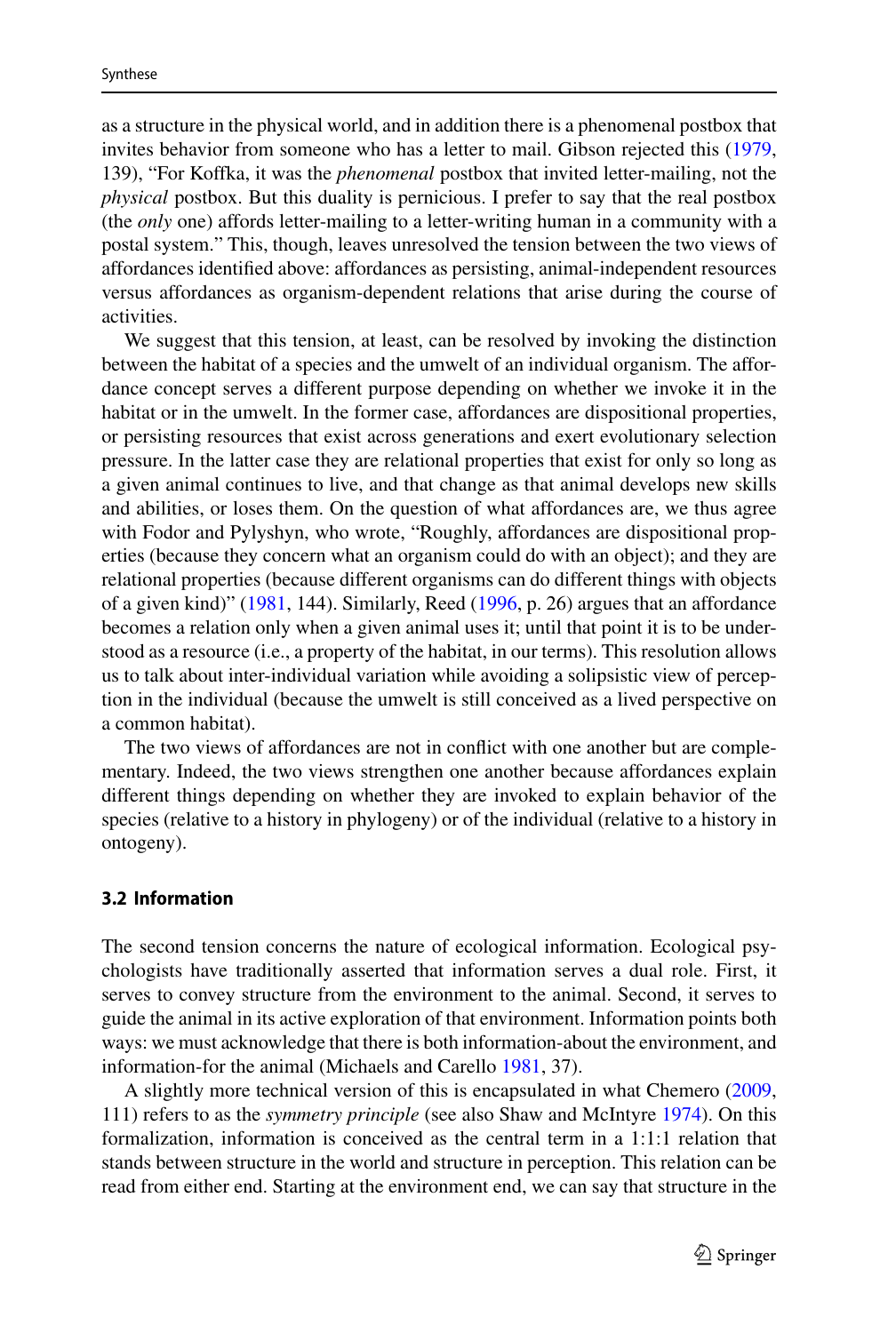as a structure in the physical world, and in addition there is a phenomenal postbox that invites behavior from someone who has a letter to mail. Gibson rejected this (1979, 139), "For Koffka, it was the *phenomenal* postbox that invited letter-mailing, not the *physical* postbox. But this duality is pernicious. I prefer to say that the real postbox (the *only* one) affords letter-mailing to a letter-writing human in a community with a postal system." This, though, leaves unresolved the tension between the two views of affordances identified above: affordances as persisting, animal-independent resources versus affordances as organism-dependent relations that arise during the course of activities.

We suggest that this tension, at least, can be resolved by invoking the distinction between the habitat of a species and the umwelt of an individual organism. The affordance concept serves a different purpose depending on whether we invoke it in the habitat or in the umwelt. In the former case, affordances are dispositional properties, or persisting resources that exist across generations and exert evolutionary selection pressure. In the latter case they are relational properties that exist for only so long as a given animal continues to live, and that change as that animal develops new skills and abilities, or loses them. On the question of what affordances are, we thus agree with Fodor and Pylyshyn, who wrote, "Roughly, affordances are dispositional properties (because they concern what an organism could do with an object); and they are relational properties (because different organisms can do different things with objects of a given kind)" (1981, 144). Similarly, Reed (1996, p. 26) argues that an affordance becomes a relation only when a given animal uses it; until that point it is to be understood as a resource (i.e., a property of the habitat, in our terms). This resolution allows us to talk about inter-individual variation while avoiding a solipsistic view of perception in the individual (because the umwelt is still conceived as a lived perspective on a common habitat).

The two views of affordances are not in conflict with one another but are complementary. Indeed, the two views strengthen one another because affordances explain different things depending on whether they are invoked to explain behavior of the species (relative to a history in phylogeny) or of the individual (relative to a history in ontogeny).

### 3.2 Information

The second tension concerns the nature of ecological information. Ecological psychologists have traditionally asserted that information serves a dual role. First, it serves to convey structure from the environment to the animal. Second, it serves to guide the animal in its active exploration of that environment. Information points both ways: we must acknowledge that there is both information-about the environment, and information-for the animal (Michaels and Carello 1981, 37).

A slightly more technical version of this is encapsulated in what Chemero (2009, 111) refers to as the *symmetry principle* (see also Shaw and McIntyre 1974). On this formalization, information is conceived as the central term in a 1:1:1 relation that stands between structure in the world and structure in perception. This relation can be read from either end. Starting at the environment end, we can say that structure in the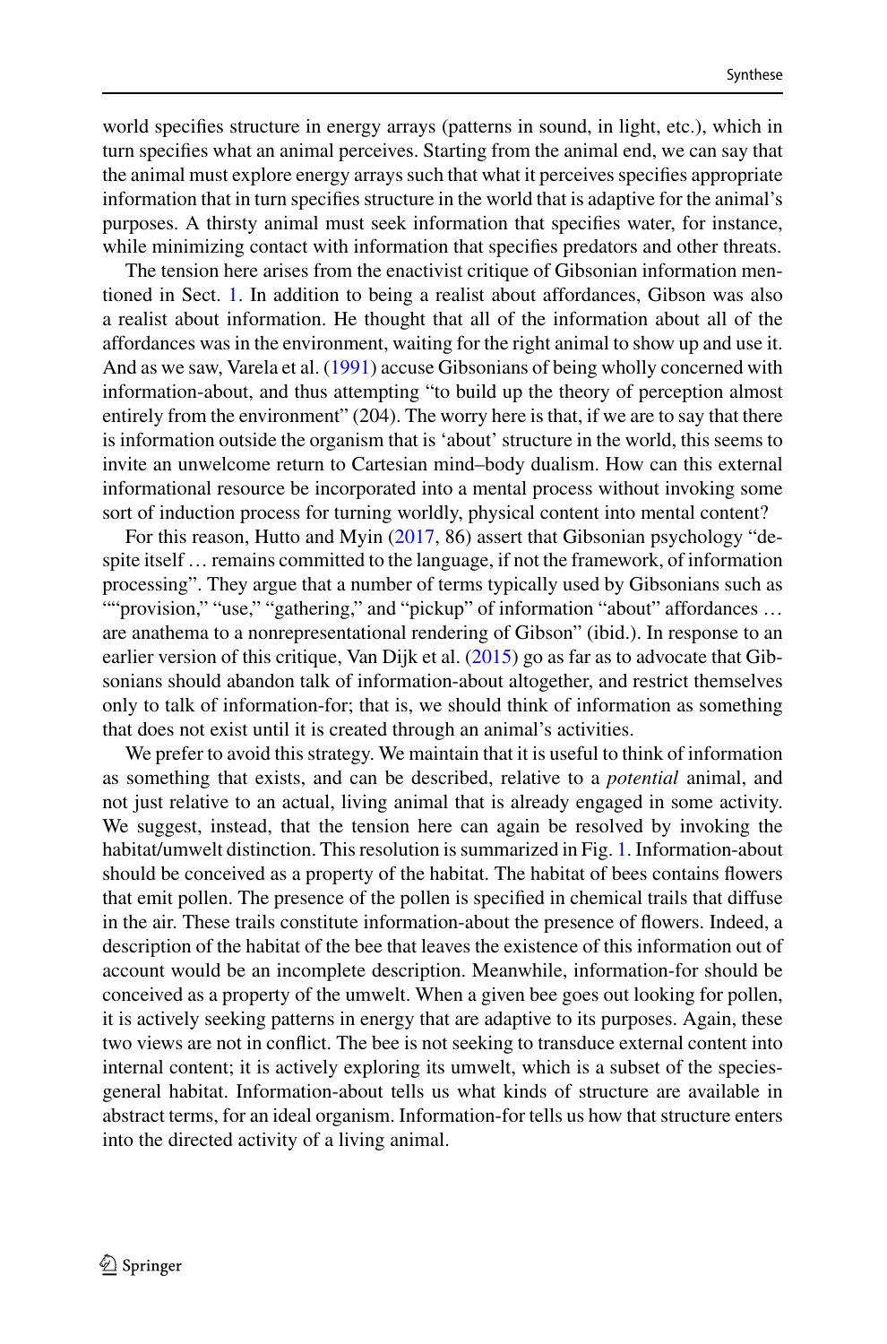world specifies structure in energy arrays (patterns in sound, in light, etc.), which in turn specifies what an animal perceives. Starting from the animal end, we can say that the animal must explore energy arrays such that what it perceives specifies appropriate information that in turn specifies structure in the world that is adaptive for the animal's purposes. A thirsty animal must seek information that specifies water, for instance, while minimizing contact with information that specifies predators and other threats.

The tension here arises from the enactivist critique of Gibsonian information mentioned in Sect. 1. In addition to being a realist about affordances, Gibson was also a realist about information. He thought that all of the information about all of the affordances was in the environment, waiting for the right animal to show up and use it. And as we saw, Varela et al. (1991) accuse Gibsonians of being wholly concerned with information-about, and thus attempting "to build up the theory of perception almost entirely from the environment" (204). The worry here is that, if we are to say that there is information outside the organism that is 'about' structure in the world, this seems to invite an unwelcome return to Cartesian mind–body dualism. How can this external informational resource be incorporated into a mental process without invoking some sort of induction process for turning worldly, physical content into mental content?

For this reason, Hutto and Myin (2017, 86) assert that Gibsonian psychology "despite itself … remains committed to the language, if not the framework, of information processing". They argue that a number of terms typically used by Gibsonians such as ""provision," "use," "gathering," and "pickup" of information "about" affordances … are anathema to a nonrepresentational rendering of Gibson" (ibid.). In response to an earlier version of this critique, Van Dijk et al. (2015) go as far as to advocate that Gibsonians should abandon talk of information-about altogether, and restrict themselves only to talk of information-for; that is, we should think of information as something that does not exist until it is created through an animal's activities.

We prefer to avoid this strategy. We maintain that it is useful to think of information as something that exists, and can be described, relative to a *potential* animal, and not just relative to an actual, living animal that is already engaged in some activity. We suggest, instead, that the tension here can again be resolved by invoking the habitat/umwelt distinction. This resolution is summarized in Fig. 1. Information-about should be conceived as a property of the habitat. The habitat of bees contains flowers that emit pollen. The presence of the pollen is specified in chemical trails that diffuse in the air. These trails constitute information-about the presence of flowers. Indeed, a description of the habitat of the bee that leaves the existence of this information out of account would be an incomplete description. Meanwhile, information-for should be conceived as a property of the umwelt. When a given bee goes out looking for pollen, it is actively seeking patterns in energy that are adaptive to its purposes. Again, these two views are not in conflict. The bee is not seeking to transduce external content into internal content; it is actively exploring its umwelt, which is a subset of the species-general habitat. Information-about tells us what kinds of structure are available in abstract terms, for an ideal organism. Information-for tells us how that structure enters into the directed activity of a living animal.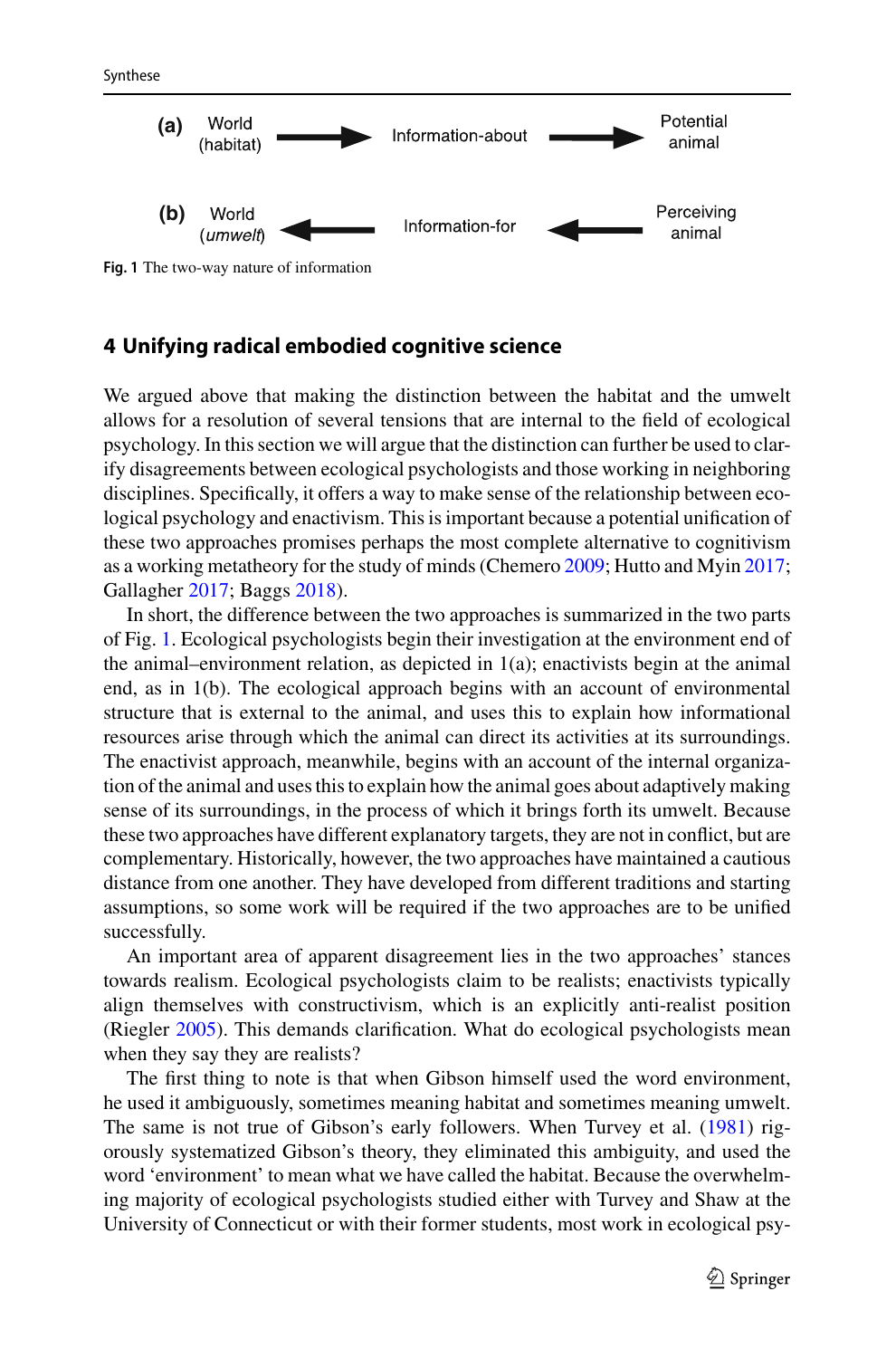(a) World (habitat) → Information-about → Potential animal

(b) World (*umwelt*) ← Information-for ← Perceiving animal

**Fig. 1** The two-way nature of information

## 4 Unifying radical embodied cognitive science

We argued above that making the distinction between the habitat and the umwelt allows for a resolution of several tensions that are internal to the field of ecological psychology. In this section we will argue that the distinction can further be used to clarify disagreements between ecological psychologists and those working in neighboring disciplines. Specifically, it offers a way to make sense of the relationship between ecological psychology and enactivism. This is important because a potential unification of these two approaches promises perhaps the most complete alternative to cognitivism as a working metatheory for the study of minds (Chemero 2009; Hutto and Myin 2017; Gallagher 2017; Baggs 2018).

In short, the difference between the two approaches is summarized in the two parts of Fig. 1. Ecological psychologists begin their investigation at the environment end of the animal–environment relation, as depicted in 1(a); enactivists begin at the animal end, as in 1(b). The ecological approach begins with an account of environmental structure that is external to the animal, and uses this to explain how informational resources arise through which the animal can direct its activities at its surroundings. The enactivist approach, meanwhile, begins with an account of the internal organization of the animal and uses this to explain how the animal goes about adaptively making sense of its surroundings, in the process of which it brings forth its umwelt. Because these two approaches have different explanatory targets, they are not in conflict, but are complementary. Historically, however, the two approaches have maintained a cautious distance from one another. They have developed from different traditions and starting assumptions, so some work will be required if the two approaches are to be unified successfully.

An important area of apparent disagreement lies in the two approaches' stances towards realism. Ecological psychologists claim to be realists; enactivists typically align themselves with constructivism, which is an explicitly anti-realist position (Riegler 2005). This demands clarification. What do ecological psychologists mean when they say they are realists?

The first thing to note is that when Gibson himself used the word environment, he used it ambiguously, sometimes meaning habitat and sometimes meaning umwelt. The same is not true of Gibson's early followers. When Turvey et al. (1981) rigorously systematized Gibson's theory, they eliminated this ambiguity, and used the word 'environment' to mean what we have called the habitat. Because the overwhelming majority of ecological psychologists studied either with Turvey and Shaw at the University of Connecticut or with their former students, most work in ecological psy-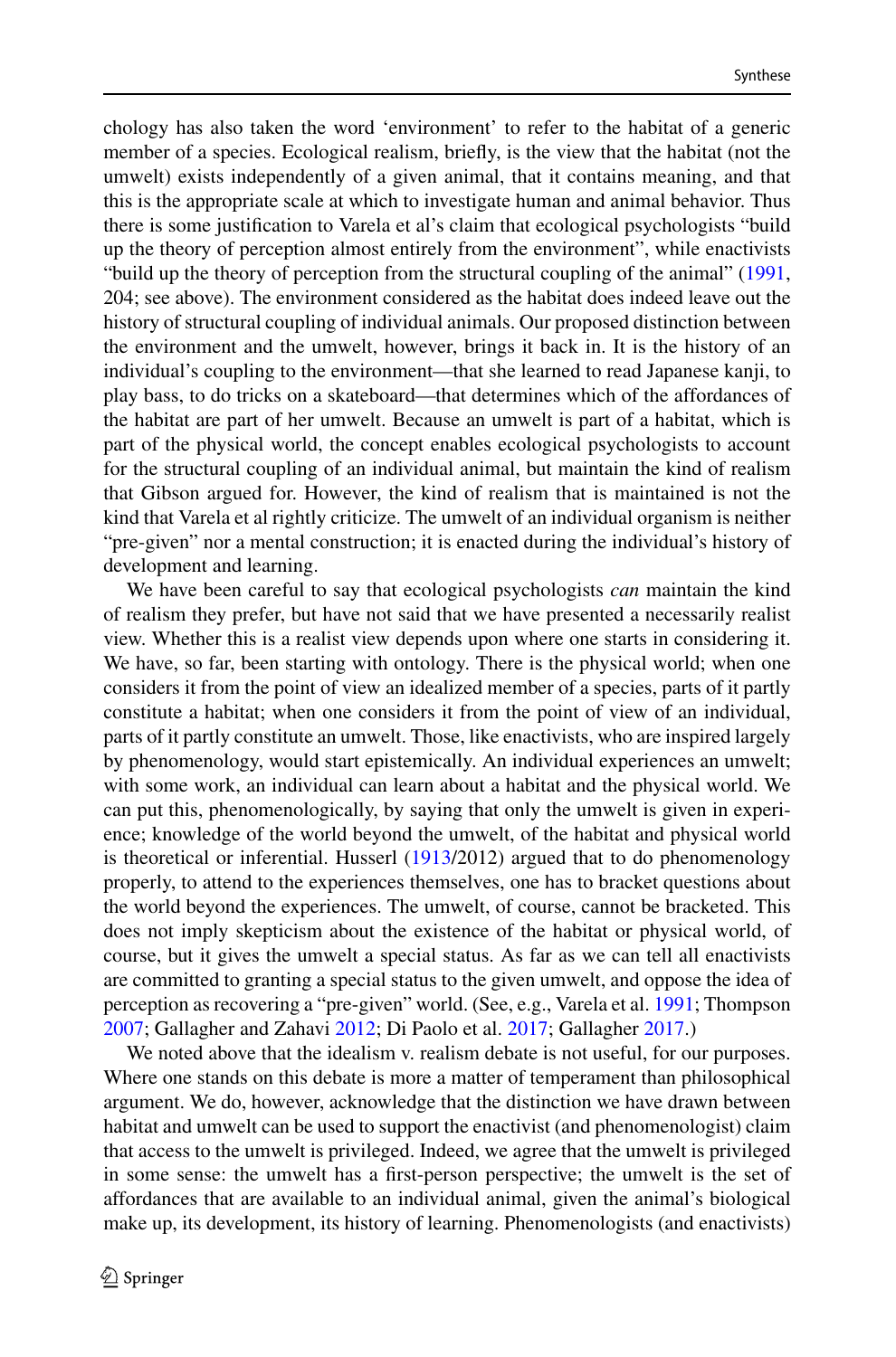chology has also taken the word 'environment' to refer to the habitat of a generic member of a species. Ecological realism, briefly, is the view that the habitat (not the umwelt) exists independently of a given animal, that it contains meaning, and that this is the appropriate scale at which to investigate human and animal behavior. Thus there is some justification to Varela et al's claim that ecological psychologists "build up the theory of perception almost entirely from the environment", while enactivists "build up the theory of perception from the structural coupling of the animal" (1991, 204; see above). The environment considered as the habitat does indeed leave out the history of structural coupling of individual animals. Our proposed distinction between the environment and the umwelt, however, brings it back in. It is the history of an individual's coupling to the environment—that she learned to read Japanese kanji, to play bass, to do tricks on a skateboard—that determines which of the affordances of the habitat are part of her umwelt. Because an umwelt is part of a habitat, which is part of the physical world, the concept enables ecological psychologists to account for the structural coupling of an individual animal, but maintain the kind of realism that Gibson argued for. However, the kind of realism that is maintained is not the kind that Varela et al rightly criticize. The umwelt of an individual organism is neither "pre-given" nor a mental construction; it is enacted during the individual's history of development and learning.

We have been careful to say that ecological psychologists *can* maintain the kind of realism they prefer, but have not said that we have presented a necessarily realist view. Whether this is a realist view depends upon where one starts in considering it. We have, so far, been starting with ontology. There is the physical world; when one considers it from the point of view an idealized member of a species, parts of it partly constitute a habitat; when one considers it from the point of view of an individual, parts of it partly constitute an umwelt. Those, like enactivists, who are inspired largely by phenomenology, would start epistemically. An individual experiences an umwelt; with some work, an individual can learn about a habitat and the physical world. We can put this, phenomenologically, by saying that only the umwelt is given in experience; knowledge of the world beyond the umwelt, of the habitat and physical world is theoretical or inferential. Husserl (1913/2012) argued that to do phenomenology properly, to attend to the experiences themselves, one has to bracket questions about the world beyond the experiences. The umwelt, of course, cannot be bracketed. This does not imply skepticism about the existence of the habitat or physical world, of course, but it gives the umwelt a special status. As far as we can tell all enactivists are committed to granting a special status to the given umwelt, and oppose the idea of perception as recovering a "pre-given" world. (See, e.g., Varela et al. 1991; Thompson 2007; Gallagher and Zahavi 2012; Di Paolo et al. 2017; Gallagher 2017.)

We noted above that the idealism v. realism debate is not useful, for our purposes. Where one stands on this debate is more a matter of temperament than philosophical argument. We do, however, acknowledge that the distinction we have drawn between habitat and umwelt can be used to support the enactivist (and phenomenologist) claim that access to the umwelt is privileged. Indeed, we agree that the umwelt is privileged in some sense: the umwelt has a first-person perspective; the umwelt is the set of affordances that are available to an individual animal, given the animal's biological make up, its development, its history of learning. Phenomenologists (and enactivists)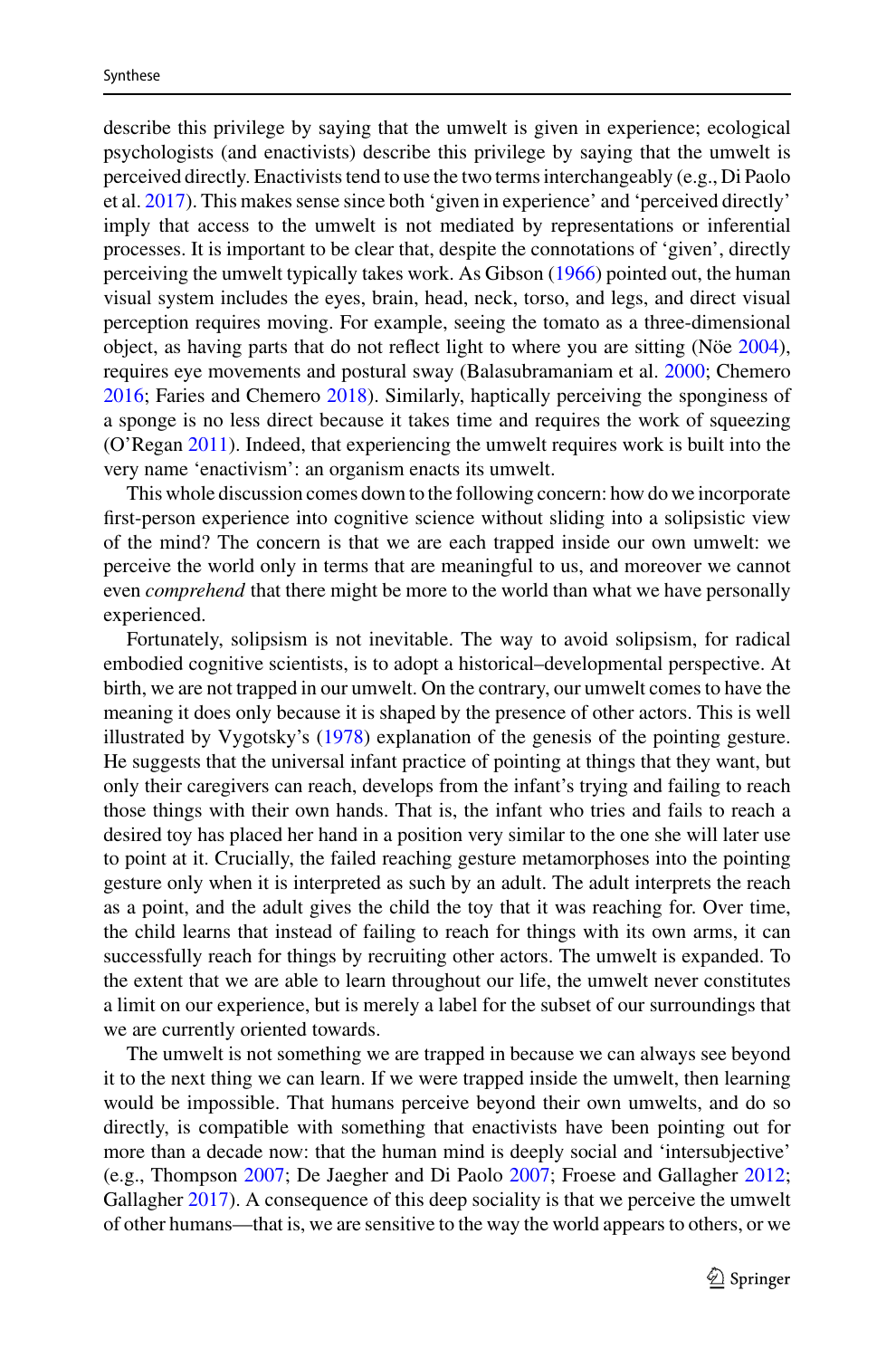describe this privilege by saying that the umwelt is given in experience; ecological psychologists (and enactivists) describe this privilege by saying that the umwelt is perceived directly. Enactivists tend to use the two terms interchangeably (e.g., Di Paolo et al. 2017). This makes sense since both 'given in experience' and 'perceived directly' imply that access to the umwelt is not mediated by representations or inferential processes. It is important to be clear that, despite the connotations of 'given', directly perceiving the umwelt typically takes work. As Gibson (1966) pointed out, the human visual system includes the eyes, brain, head, neck, torso, and legs, and direct visual perception requires moving. For example, seeing the tomato as a three-dimensional object, as having parts that do not reflect light to where you are sitting (Nöe 2004), requires eye movements and postural sway (Balasubramaniam et al. 2000; Chemero 2016; Faries and Chemero 2018). Similarly, haptically perceiving the sponginess of a sponge is no less direct because it takes time and requires the work of squeezing (O'Regan 2011). Indeed, that experiencing the umwelt requires work is built into the very name 'enactivism': an organism enacts its umwelt.

This whole discussion comes down to the following concern: how do we incorporate first-person experience into cognitive science without sliding into a solipsistic view of the mind? The concern is that we are each trapped inside our own umwelt: we perceive the world only in terms that are meaningful to us, and moreover we cannot even *comprehend* that there might be more to the world than what we have personally experienced.

Fortunately, solipsism is not inevitable. The way to avoid solipsism, for radical embodied cognitive scientists, is to adopt a historical–developmental perspective. At birth, we are not trapped in our umwelt. On the contrary, our umwelt comes to have the meaning it does only because it is shaped by the presence of other actors. This is well illustrated by Vygotsky's (1978) explanation of the genesis of the pointing gesture. He suggests that the universal infant practice of pointing at things that they want, but only their caregivers can reach, develops from the infant's trying and failing to reach those things with their own hands. That is, the infant who tries and fails to reach a desired toy has placed her hand in a position very similar to the one she will later use to point at it. Crucially, the failed reaching gesture metamorphoses into the pointing gesture only when it is interpreted as such by an adult. The adult interprets the reach as a point, and the adult gives the child the toy that it was reaching for. Over time, the child learns that instead of failing to reach for things with its own arms, it can successfully reach for things by recruiting other actors. The umwelt is expanded. To the extent that we are able to learn throughout our life, the umwelt never constitutes a limit on our experience, but is merely a label for the subset of our surroundings that we are currently oriented towards.

The umwelt is not something we are trapped in because we can always see beyond it to the next thing we can learn. If we were trapped inside the umwelt, then learning would be impossible. That humans perceive beyond their own umwelts, and do so directly, is compatible with something that enactivists have been pointing out for more than a decade now: that the human mind is deeply social and 'intersubjective' (e.g., Thompson 2007; De Jaegher and Di Paolo 2007; Froese and Gallagher 2012; Gallagher 2017). A consequence of this deep sociality is that we perceive the umwelt of other humans—that is, we are sensitive to the way the world appears to others, or we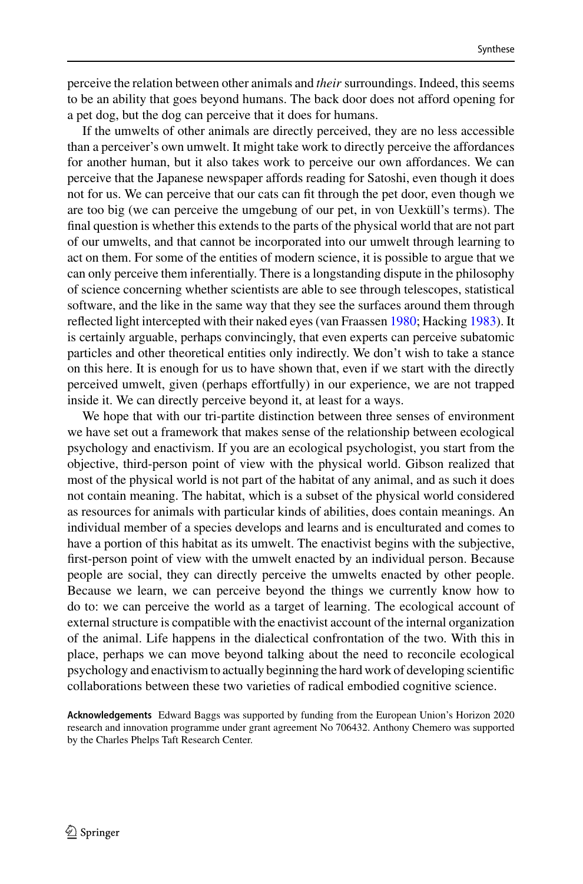perceive the relation between other animals and *their* surroundings. Indeed, this seems to be an ability that goes beyond humans. The back door does not afford opening for a pet dog, but the dog can perceive that it does for humans.

If the umwelts of other animals are directly perceived, they are no less accessible than a perceiver's own umwelt. It might take work to directly perceive the affordances for another human, but it also takes work to perceive our own affordances. We can perceive that the Japanese newspaper affords reading for Satoshi, even though it does not for us. We can perceive that our cats can fit through the pet door, even though we are too big (we can perceive the umgebung of our pet, in von Uexküll's terms). The final question is whether this extends to the parts of the physical world that are not part of our umwelts, and that cannot be incorporated into our umwelt through learning to act on them. For some of the entities of modern science, it is possible to argue that we can only perceive them inferentially. There is a longstanding dispute in the philosophy of science concerning whether scientists are able to see through telescopes, statistical software, and the like in the same way that they see the surfaces around them through reflected light intercepted with their naked eyes (van Fraassen 1980; Hacking 1983). It is certainly arguable, perhaps convincingly, that even experts can perceive subatomic particles and other theoretical entities only indirectly. We don't wish to take a stance on this here. It is enough for us to have shown that, even if we start with the directly perceived umwelt, given (perhaps effortfully) in our experience, we are not trapped inside it. We can directly perceive beyond it, at least for a ways.

We hope that with our tri-partite distinction between three senses of environment we have set out a framework that makes sense of the relationship between ecological psychology and enactivism. If you are an ecological psychologist, you start from the objective, third-person point of view with the physical world. Gibson realized that most of the physical world is not part of the habitat of any animal, and as such it does not contain meaning. The habitat, which is a subset of the physical world considered as resources for animals with particular kinds of abilities, does contain meanings. An individual member of a species develops and learns and is enculturated and comes to have a portion of this habitat as its umwelt. The enactivist begins with the subjective, first-person point of view with the umwelt enacted by an individual person. Because people are social, they can directly perceive the umwelts enacted by other people. Because we learn, we can perceive beyond the things we currently know how to do to: we can perceive the world as a target of learning. The ecological account of external structure is compatible with the enactivist account of the internal organization of the animal. Life happens in the dialectical confrontation of the two. With this in place, perhaps we can move beyond talking about the need to reconcile ecological psychology and enactivism to actually beginning the hard work of developing scientific collaborations between these two varieties of radical embodied cognitive science.

**Acknowledgements** Edward Baggs was supported by funding from the European Union's Horizon 2020 research and innovation programme under grant agreement No 706432. Anthony Chemero was supported by the Charles Phelps Taft Research Center.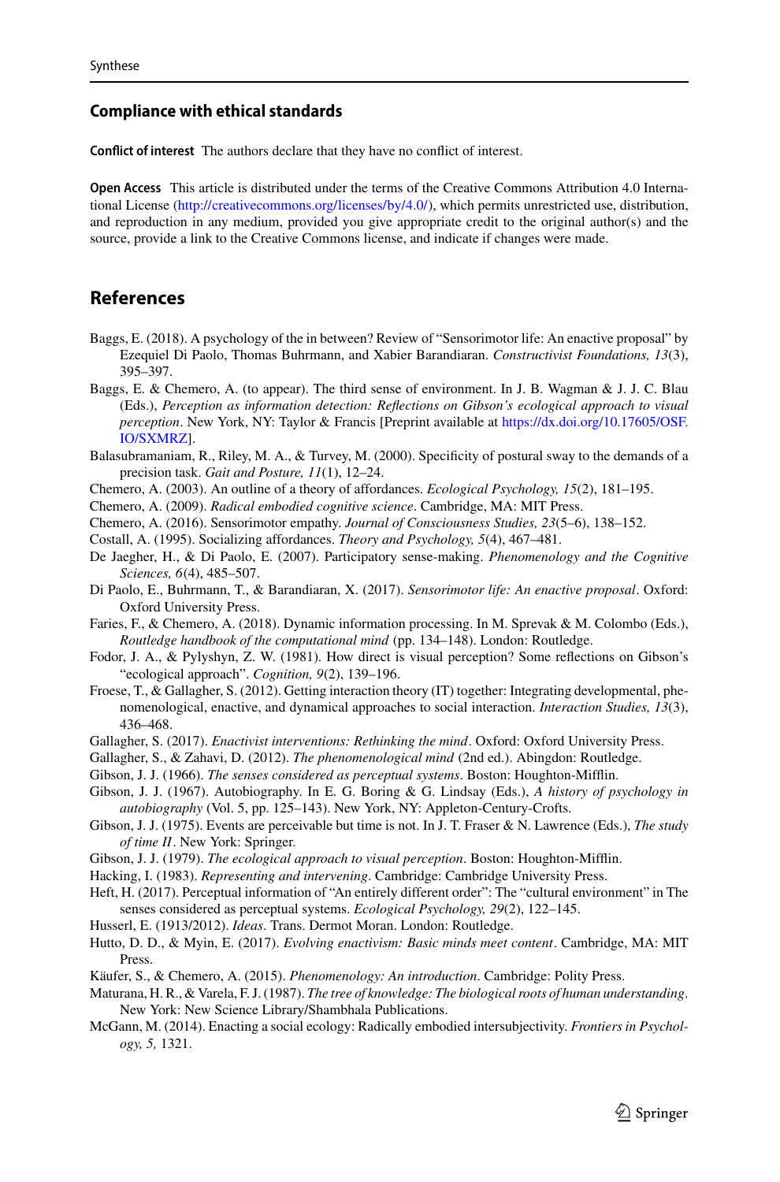## Compliance with ethical standards

**Conflict of interest** The authors declare that they have no conflict of interest.

**Open Access** This article is distributed under the terms of the Creative Commons Attribution 4.0 International License (http://creativecommons.org/licenses/by/4.0/), which permits unrestricted use, distribution, and reproduction in any medium, provided you give appropriate credit to the original author(s) and the source, provide a link to the Creative Commons license, and indicate if changes were made.

## References

Baggs, E. (2018). A psychology of the in between? Review of "Sensorimotor life: An enactive proposal" by Ezequiel Di Paolo, Thomas Buhrmann, and Xabier Barandiaran. *Constructivist Foundations, 13*(3), 395–397.

Baggs, E. & Chemero, A. (to appear). The third sense of environment. In J. B. Wagman & J. J. C. Blau (Eds.), *Perception as information detection: Reflections on Gibson's ecological approach to visual perception*. New York, NY: Taylor & Francis [Preprint available at https://dx.doi.org/10.17605/OSF.IO/SXMRZ].

Balasubramaniam, R., Riley, M. A., & Turvey, M. (2000). Specificity of postural sway to the demands of a precision task. *Gait and Posture, 11*(1), 12–24.

Chemero, A. (2003). An outline of a theory of affordances. *Ecological Psychology, 15*(2), 181–195.

Chemero, A. (2009). *Radical embodied cognitive science*. Cambridge, MA: MIT Press.

Chemero, A. (2016). Sensorimotor empathy. *Journal of Consciousness Studies, 23*(5–6), 138–152.

Costall, A. (1995). Socializing affordances. *Theory and Psychology, 5*(4), 467–481.

De Jaegher, H., & Di Paolo, E. (2007). Participatory sense-making. *Phenomenology and the Cognitive Sciences, 6*(4), 485–507.

Di Paolo, E., Buhrmann, T., & Barandiaran, X. (2017). *Sensorimotor life: An enactive proposal*. Oxford: Oxford University Press.

Faries, F., & Chemero, A. (2018). Dynamic information processing. In M. Sprevak & M. Colombo (Eds.), *Routledge handbook of the computational mind* (pp. 134–148). London: Routledge.

Fodor, J. A., & Pylyshyn, Z. W. (1981). How direct is visual perception? Some reflections on Gibson's "ecological approach". *Cognition, 9*(2), 139–196.

Froese, T., & Gallagher, S. (2012). Getting interaction theory (IT) together: Integrating developmental, phenomenological, enactive, and dynamical approaches to social interaction. *Interaction Studies, 13*(3), 436–468.

Gallagher, S. (2017). *Enactivist interventions: Rethinking the mind*. Oxford: Oxford University Press.

Gallagher, S., & Zahavi, D. (2012). *The phenomenological mind* (2nd ed.). Abingdon: Routledge.

Gibson, J. J. (1966). *The senses considered as perceptual systems*. Boston: Houghton-Mifflin.

Gibson, J. J. (1967). Autobiography. In E. G. Boring & G. Lindsay (Eds.), *A history of psychology in autobiography* (Vol. 5, pp. 125–143). New York, NY: Appleton-Century-Crofts.

Gibson, J. J. (1975). Events are perceivable but time is not. In J. T. Fraser & N. Lawrence (Eds.), *The study of time II*. New York: Springer.

Gibson, J. J. (1979). *The ecological approach to visual perception*. Boston: Houghton-Mifflin.

Hacking, I. (1983). *Representing and intervening*. Cambridge: Cambridge University Press.

Heft, H. (2017). Perceptual information of "An entirely different order": The "cultural environment" in The senses considered as perceptual systems. *Ecological Psychology, 29*(2), 122–145.

Husserl, E. (1913/2012). *Ideas*. Trans. Dermot Moran. London: Routledge.

Hutto, D. D., & Myin, E. (2017). *Evolving enactivism: Basic minds meet content*. Cambridge, MA: MIT Press.

Käufer, S., & Chemero, A. (2015). *Phenomenology: An introduction*. Cambridge: Polity Press.

Maturana, H. R., & Varela, F. J. (1987). *The tree of knowledge: The biological roots of human understanding*. New York: New Science Library/Shambhala Publications.

McGann, M. (2014). Enacting a social ecology: Radically embodied intersubjectivity. *Frontiers in Psychology, 5,* 1321.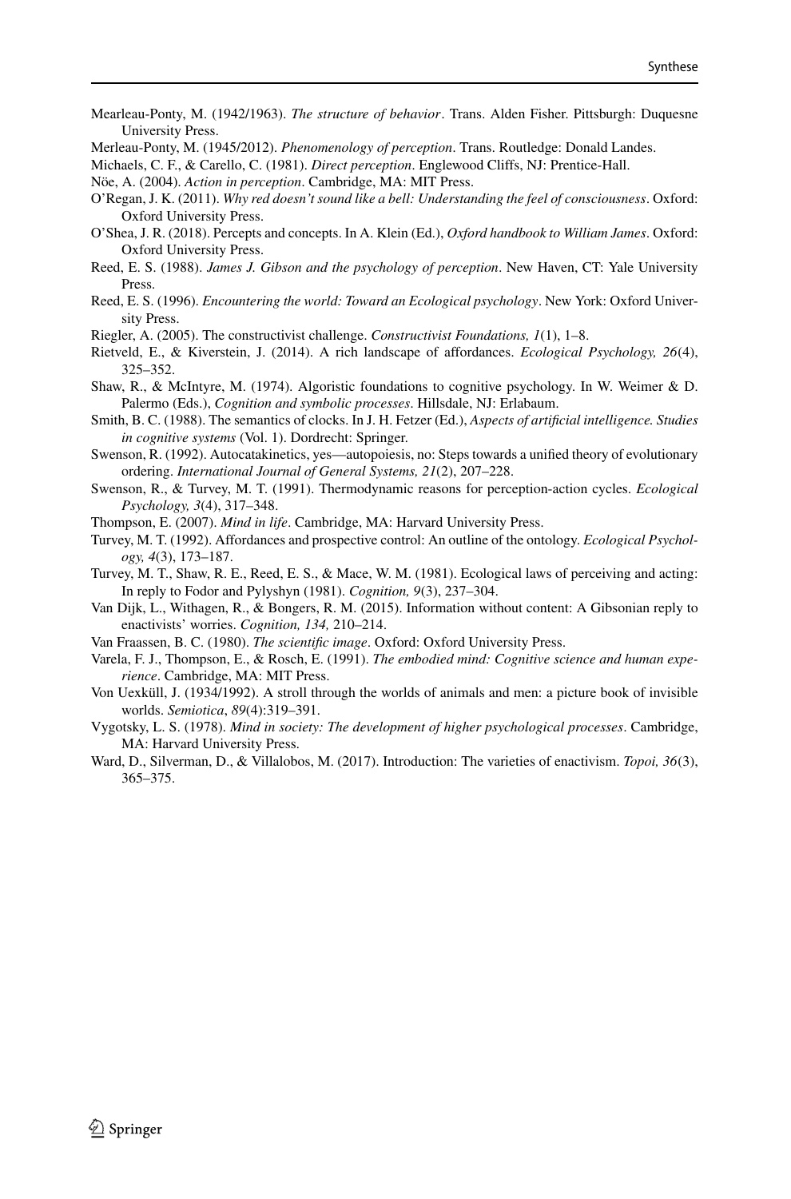Mearleau-Ponty, M. (1942/1963). *The structure of behavior*. Trans. Alden Fisher. Pittsburgh: Duquesne University Press.

Merleau-Ponty, M. (1945/2012). *Phenomenology of perception*. Trans. Routledge: Donald Landes.

Michaels, C. F., & Carello, C. (1981). *Direct perception*. Englewood Cliffs, NJ: Prentice-Hall.

Nöe, A. (2004). *Action in perception*. Cambridge, MA: MIT Press.

O'Regan, J. K. (2011). *Why red doesn't sound like a bell: Understanding the feel of consciousness*. Oxford: Oxford University Press.

O'Shea, J. R. (2018). Percepts and concepts. In A. Klein (Ed.), *Oxford handbook to William James*. Oxford: Oxford University Press.

Reed, E. S. (1988). *James J. Gibson and the psychology of perception*. New Haven, CT: Yale University Press.

Reed, E. S. (1996). *Encountering the world: Toward an Ecological psychology*. New York: Oxford University Press.

Riegler, A. (2005). The constructivist challenge. *Constructivist Foundations, 1*(1), 1–8.

Rietveld, E., & Kiverstein, J. (2014). A rich landscape of affordances. *Ecological Psychology, 26*(4), 325–352.

Shaw, R., & McIntyre, M. (1974). Algoristic foundations to cognitive psychology. In W. Weimer & D. Palermo (Eds.), *Cognition and symbolic processes*. Hillsdale, NJ: Erlabaum.

Smith, B. C. (1988). The semantics of clocks. In J. H. Fetzer (Ed.), *Aspects of artificial intelligence. Studies in cognitive systems* (Vol. 1). Dordrecht: Springer.

Swenson, R. (1992). Autocatakinetics, yes—autopoiesis, no: Steps towards a unified theory of evolutionary ordering. *International Journal of General Systems, 21*(2), 207–228.

Swenson, R., & Turvey, M. T. (1991). Thermodynamic reasons for perception-action cycles. *Ecological Psychology, 3*(4), 317–348.

Thompson, E. (2007). *Mind in life*. Cambridge, MA: Harvard University Press.

Turvey, M. T. (1992). Affordances and prospective control: An outline of the ontology. *Ecological Psychology, 4*(3), 173–187.

Turvey, M. T., Shaw, R. E., Reed, E. S., & Mace, W. M. (1981). Ecological laws of perceiving and acting: In reply to Fodor and Pylyshyn (1981). *Cognition, 9*(3), 237–304.

Van Dijk, L., Withagen, R., & Bongers, R. M. (2015). Information without content: A Gibsonian reply to enactivists' worries. *Cognition, 134,* 210–214.

Van Fraassen, B. C. (1980). *The scientific image*. Oxford: Oxford University Press.

Varela, F. J., Thompson, E., & Rosch, E. (1991). *The embodied mind: Cognitive science and human experience*. Cambridge, MA: MIT Press.

Von Uexküll, J. (1934/1992). A stroll through the worlds of animals and men: a picture book of invisible worlds. *Semiotica*, *89*(4):319–391.

Vygotsky, L. S. (1978). *Mind in society: The development of higher psychological processes*. Cambridge, MA: Harvard University Press.

Ward, D., Silverman, D., & Villalobos, M. (2017). Introduction: The varieties of enactivism. *Topoi, 36*(3), 365–375.